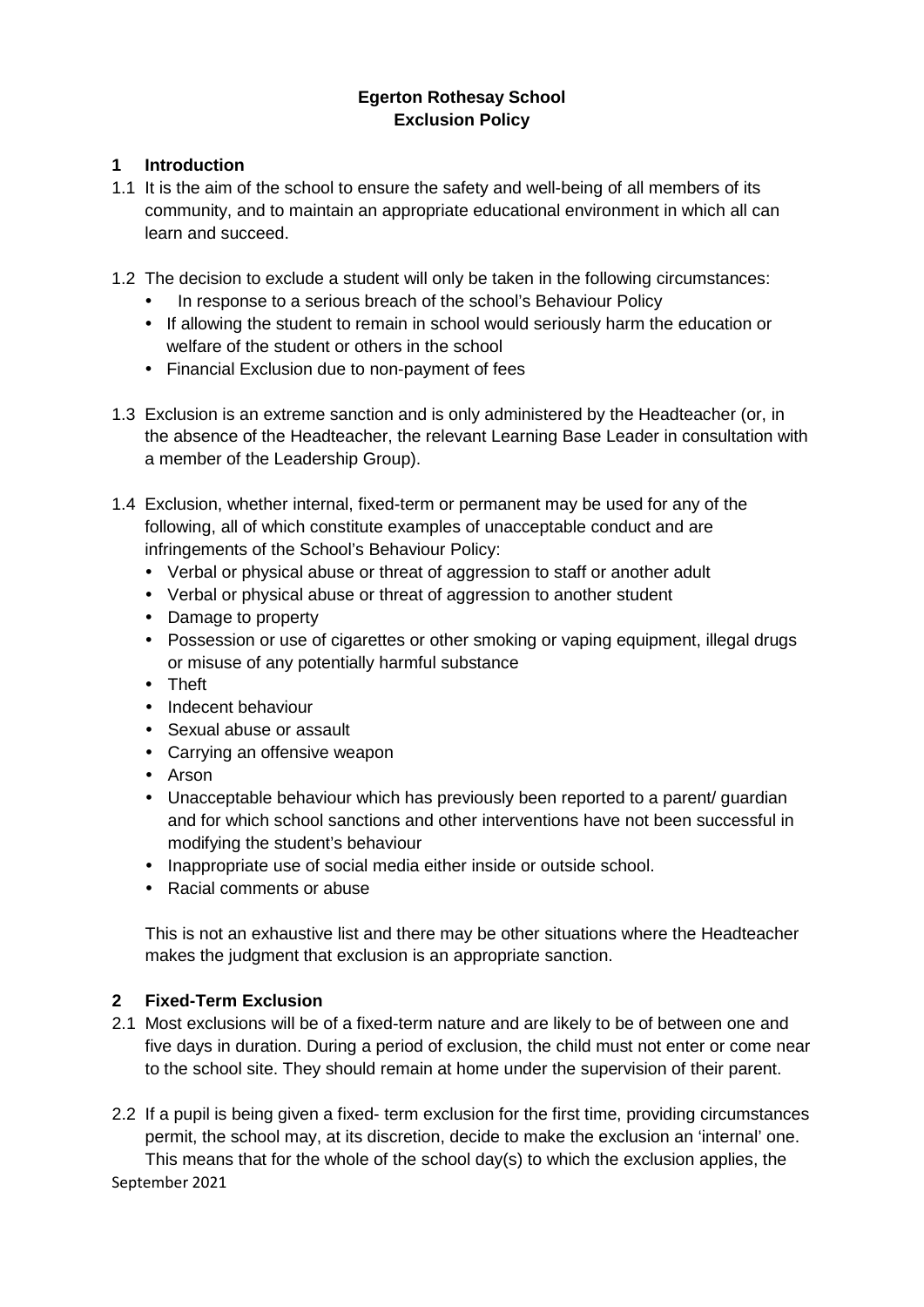**Egerton Rothesay School**
**Exclusion Policy**

## 1 Introduction

1.1 It is the aim of the school to ensure the safety and well-being of all members of its community, and to maintain an appropriate educational environment in which all can learn and succeed.

1.2 The decision to exclude a student will only be taken in the following circumstances:

- In response to a serious breach of the school's Behaviour Policy
- If allowing the student to remain in school would seriously harm the education or welfare of the student or others in the school
- Financial Exclusion due to non-payment of fees

1.3 Exclusion is an extreme sanction and is only administered by the Headteacher (or, in the absence of the Headteacher, the relevant Learning Base Leader in consultation with a member of the Leadership Group).

1.4 Exclusion, whether internal, fixed-term or permanent may be used for any of the following, all of which constitute examples of unacceptable conduct and are infringements of the School's Behaviour Policy:

- Verbal or physical abuse or threat of aggression to staff or another adult
- Verbal or physical abuse or threat of aggression to another student
- Damage to property
- Possession or use of cigarettes or other smoking or vaping equipment, illegal drugs or misuse of any potentially harmful substance
- Theft
- Indecent behaviour
- Sexual abuse or assault
- Carrying an offensive weapon
- Arson
- Unacceptable behaviour which has previously been reported to a parent/ guardian and for which school sanctions and other interventions have not been successful in modifying the student's behaviour
- Inappropriate use of social media either inside or outside school.
- Racial comments or abuse

This is not an exhaustive list and there may be other situations where the Headteacher makes the judgment that exclusion is an appropriate sanction.

## 2 Fixed-Term Exclusion

2.1 Most exclusions will be of a fixed-term nature and are likely to be of between one and five days in duration. During a period of exclusion, the child must not enter or come near to the school site. They should remain at home under the supervision of their parent.

2.2 If a pupil is being given a fixed- term exclusion for the first time, providing circumstances permit, the school may, at its discretion, decide to make the exclusion an 'internal' one. This means that for the whole of the school day(s) to which the exclusion applies, the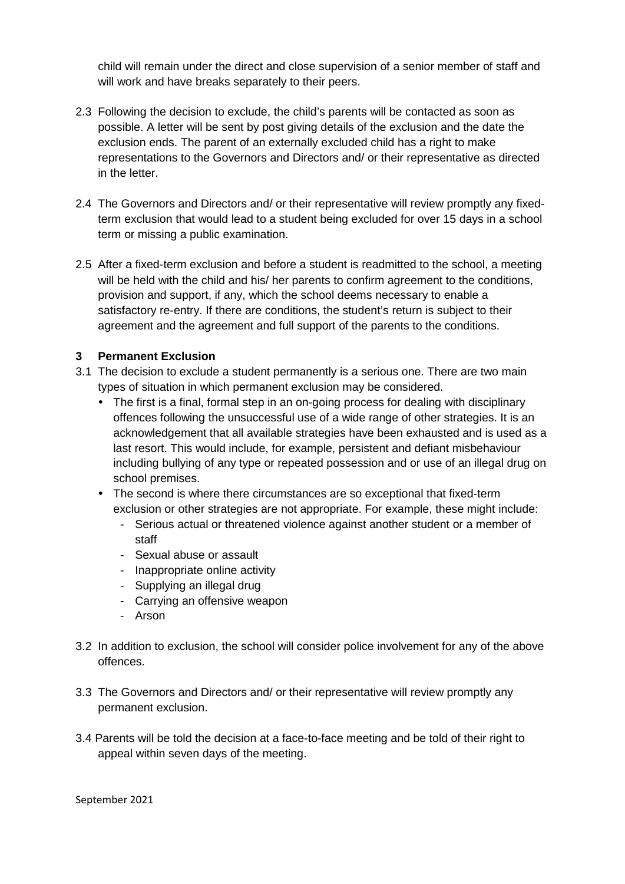child will remain under the direct and close supervision of a senior member of staff and will work and have breaks separately to their peers.

2.3 Following the decision to exclude, the child's parents will be contacted as soon as possible. A letter will be sent by post giving details of the exclusion and the date the exclusion ends. The parent of an externally excluded child has a right to make representations to the Governors and Directors and/ or their representative as directed in the letter.

2.4 The Governors and Directors and/ or their representative will review promptly any fixed-term exclusion that would lead to a student being excluded for over 15 days in a school term or missing a public examination.

2.5 After a fixed-term exclusion and before a student is readmitted to the school, a meeting will be held with the child and his/ her parents to confirm agreement to the conditions, provision and support, if any, which the school deems necessary to enable a satisfactory re-entry. If there are conditions, the student's return is subject to their agreement and the agreement and full support of the parents to the conditions.

### 3 Permanent Exclusion

3.1 The decision to exclude a student permanently is a serious one. There are two main types of situation in which permanent exclusion may be considered.

- The first is a final, formal step in an on-going process for dealing with disciplinary offences following the unsuccessful use of a wide range of other strategies. It is an acknowledgement that all available strategies have been exhausted and is used as a last resort. This would include, for example, persistent and defiant misbehaviour including bullying of any type or repeated possession and or use of an illegal drug on school premises.
- The second is where there circumstances are so exceptional that fixed-term exclusion or other strategies are not appropriate. For example, these might include:
  - Serious actual or threatened violence against another student or a member of staff
  - Sexual abuse or assault
  - Inappropriate online activity
  - Supplying an illegal drug
  - Carrying an offensive weapon
  - Arson

3.2 In addition to exclusion, the school will consider police involvement for any of the above offences.

3.3 The Governors and Directors and/ or their representative will review promptly any permanent exclusion.

3.4 Parents will be told the decision at a face-to-face meeting and be told of their right to appeal within seven days of the meeting.

September 2021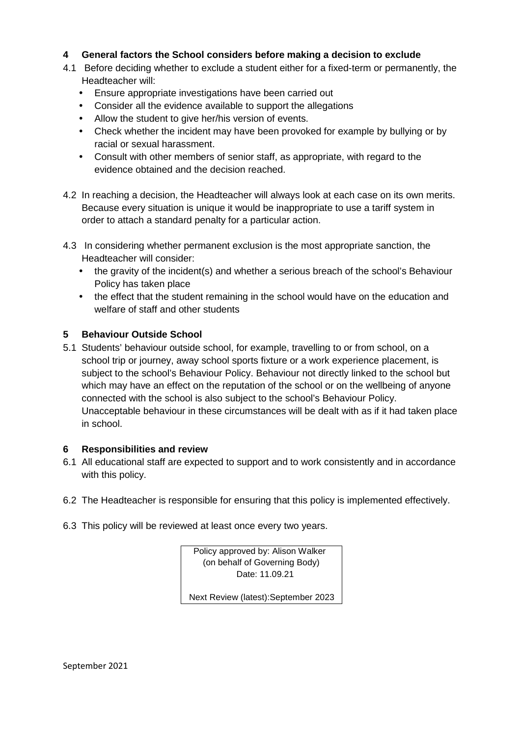## 4 General factors the School considers before making a decision to exclude

4.1 Before deciding whether to exclude a student either for a fixed-term or permanently, the Headteacher will:

- Ensure appropriate investigations have been carried out
- Consider all the evidence available to support the allegations
- Allow the student to give her/his version of events.
- Check whether the incident may have been provoked for example by bullying or by racial or sexual harassment.
- Consult with other members of senior staff, as appropriate, with regard to the evidence obtained and the decision reached.

4.2 In reaching a decision, the Headteacher will always look at each case on its own merits. Because every situation is unique it would be inappropriate to use a tariff system in order to attach a standard penalty for a particular action.

4.3 In considering whether permanent exclusion is the most appropriate sanction, the Headteacher will consider:

- the gravity of the incident(s) and whether a serious breach of the school's Behaviour Policy has taken place
- the effect that the student remaining in the school would have on the education and welfare of staff and other students

## 5 Behaviour Outside School

5.1 Students' behaviour outside school, for example, travelling to or from school, on a school trip or journey, away school sports fixture or a work experience placement, is subject to the school's Behaviour Policy. Behaviour not directly linked to the school but which may have an effect on the reputation of the school or on the wellbeing of anyone connected with the school is also subject to the school's Behaviour Policy. Unacceptable behaviour in these circumstances will be dealt with as if it had taken place in school.

## 6 Responsibilities and review

6.1 All educational staff are expected to support and to work consistently and in accordance with this policy.

6.2 The Headteacher is responsible for ensuring that this policy is implemented effectively.

6.3 This policy will be reviewed at least once every two years.

Policy approved by: Alison Walker
(on behalf of Governing Body)
Date: 11.09.21

Next Review (latest):September 2023

September 2021